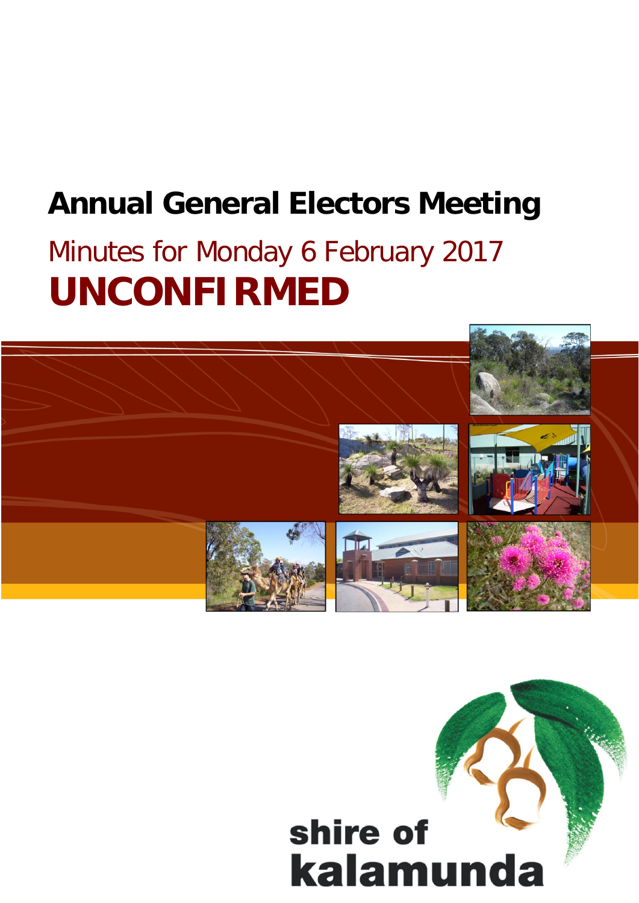# Annual General Electors Meeting

## Minutes for Monday 6 February 2017

# UNCONFIRMED

shire of
kalamunda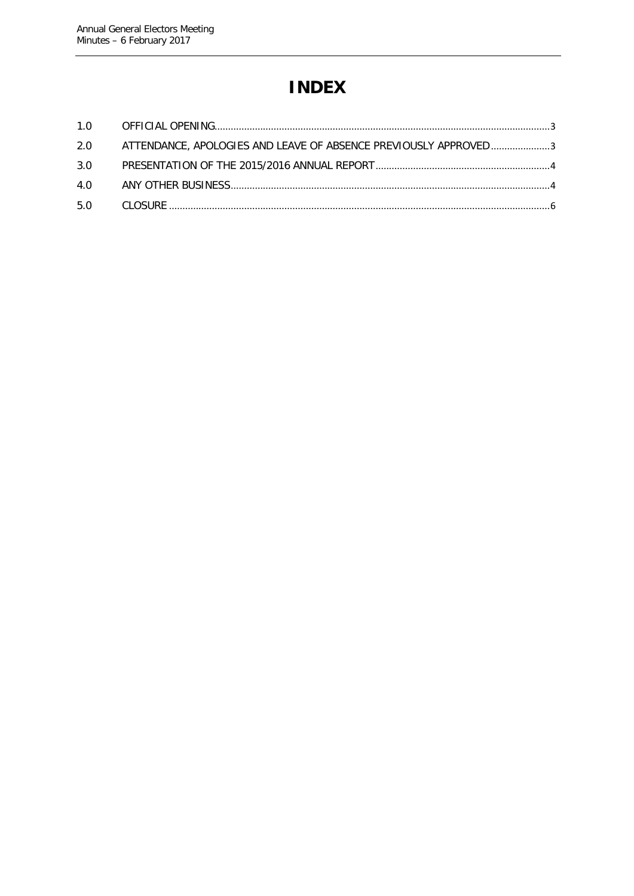# INDEX

| | | |
|---|---|---|
| 1.0 | OFFICIAL OPENING | 3 |
| 2.0 | ATTENDANCE, APOLOGIES AND LEAVE OF ABSENCE PREVIOUSLY APPROVED | 3 |
| 3.0 | PRESENTATION OF THE 2015/2016 ANNUAL REPORT | 4 |
| 4.0 | ANY OTHER BUSINESS | 4 |
| 5.0 | CLOSURE | 6 |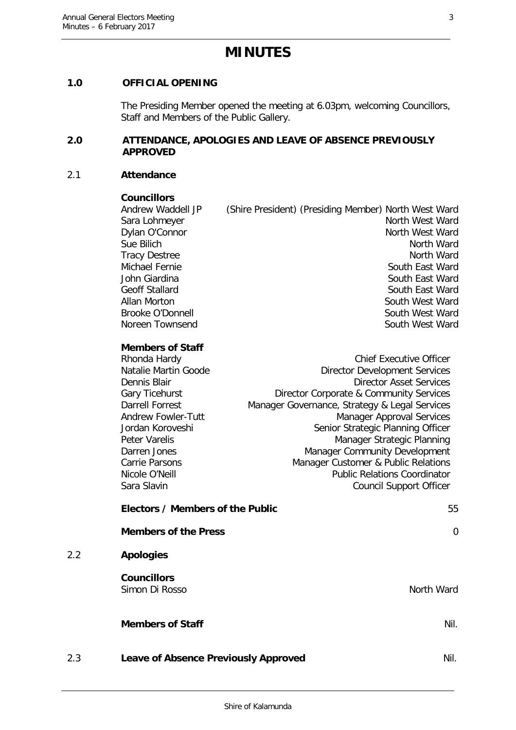# MINUTES

## 1.0 OFFICIAL OPENING

The Presiding Member opened the meeting at 6.03pm, welcoming Councillors, Staff and Members of the Public Gallery.

## 2.0 ATTENDANCE, APOLOGIES AND LEAVE OF ABSENCE PREVIOUSLY APPROVED

### 2.1 Attendance

**Councillors**

| | |
|---|---|
| Andrew Waddell JP | (Shire President) (Presiding Member) North West Ward |
| Sara Lohmeyer | North West Ward |
| Dylan O'Connor | North West Ward |
| Sue Bilich | North Ward |
| Tracy Destree | North Ward |
| Michael Fernie | South East Ward |
| John Giardina | South East Ward |
| Geoff Stallard | South East Ward |
| Allan Morton | South West Ward |
| Brooke O'Donnell | South West Ward |
| Noreen Townsend | South West Ward |

**Members of Staff**

| | |
|---|---|
| Rhonda Hardy | Chief Executive Officer |
| Natalie Martin Goode | Director Development Services |
| Dennis Blair | Director Asset Services |
| Gary Ticehurst | Director Corporate & Community Services |
| Darrell Forrest | Manager Governance, Strategy & Legal Services |
| Andrew Fowler-Tutt | Manager Approval Services |
| Jordan Koroveshi | Senior Strategic Planning Officer |
| Peter Varelis | Manager Strategic Planning |
| Darren Jones | Manager Community Development |
| Carrie Parsons | Manager Customer & Public Relations |
| Nicole O'Neill | Public Relations Coordinator |
| Sara Slavin | Council Support Officer |

**Electors / Members of the Public** 55

**Members of the Press** 0

### 2.2 Apologies

**Councillors**

Simon Di Rosso North Ward

**Members of Staff** Nil.

### 2.3 Leave of Absence Previously Approved Nil.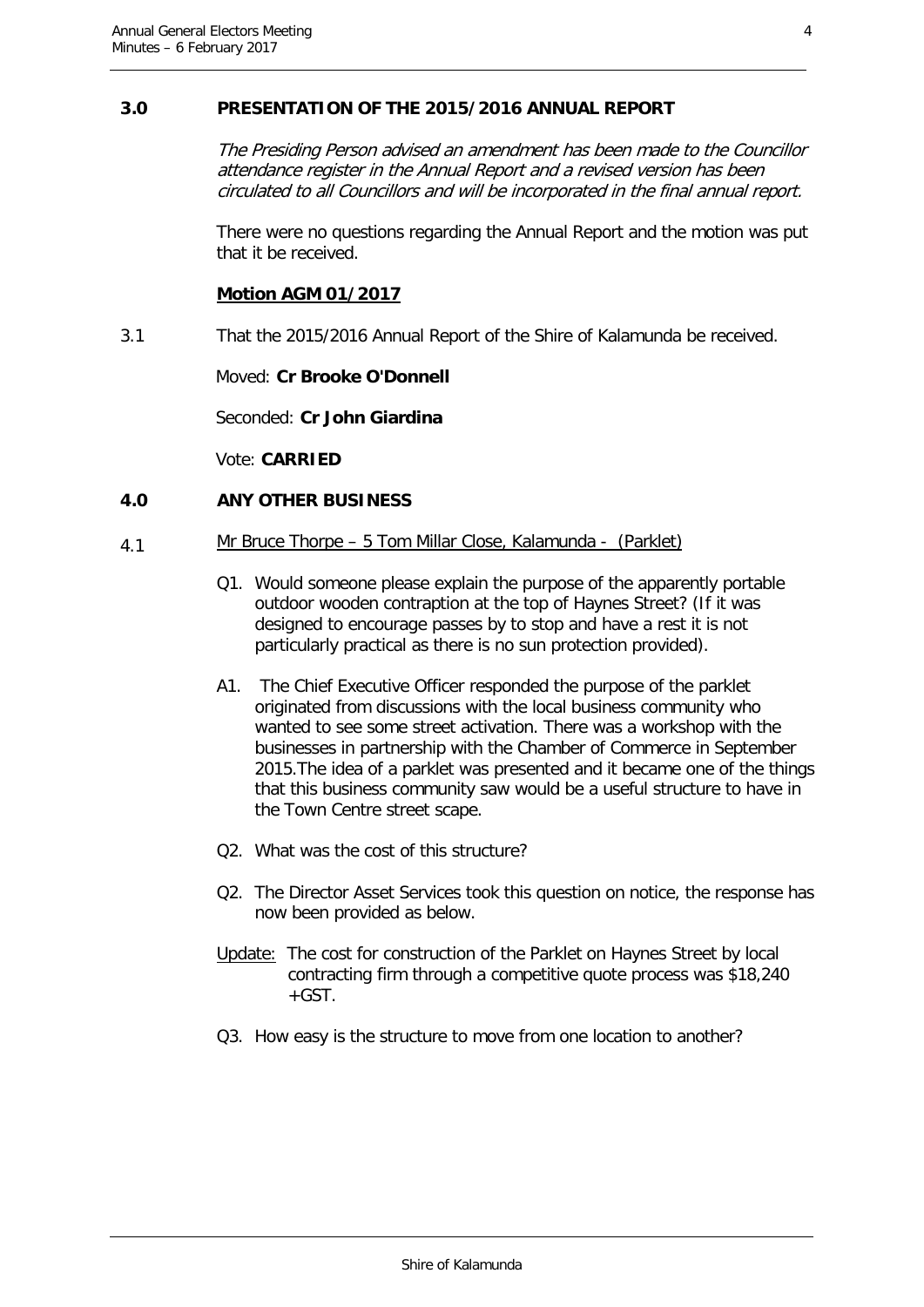## 3.0 PRESENTATION OF THE 2015/2016 ANNUAL REPORT

*The Presiding Person advised an amendment has been made to the Councillor attendance register in the Annual Report and a revised version has been circulated to all Councillors and will be incorporated in the final annual report.*

There were no questions regarding the Annual Report and the motion was put that it be received.

**Motion AGM 01/2017**

3.1 That the 2015/2016 Annual Report of the Shire of Kalamunda be received.

Moved: **Cr Brooke O'Donnell**

Seconded: **Cr John Giardina**

Vote: **CARRIED**

## 4.0 ANY OTHER BUSINESS

4.1 Mr Bruce Thorpe – 5 Tom Millar Close, Kalamunda - (Parklet)

Q1. Would someone please explain the purpose of the apparently portable outdoor wooden contraption at the top of Haynes Street? (If it was designed to encourage passes by to stop and have a rest it is not particularly practical as there is no sun protection provided).

A1. The Chief Executive Officer responded the purpose of the parklet originated from discussions with the local business community who wanted to see some street activation. There was a workshop with the businesses in partnership with the Chamber of Commerce in September 2015.The idea of a parklet was presented and it became one of the things that this business community saw would be a useful structure to have in the Town Centre street scape.

Q2. What was the cost of this structure?

Q2. The Director Asset Services took this question on notice, the response has now been provided as below.

Update: The cost for construction of the Parklet on Haynes Street by local contracting firm through a competitive quote process was $18,240 +GST.

Q3. How easy is the structure to move from one location to another?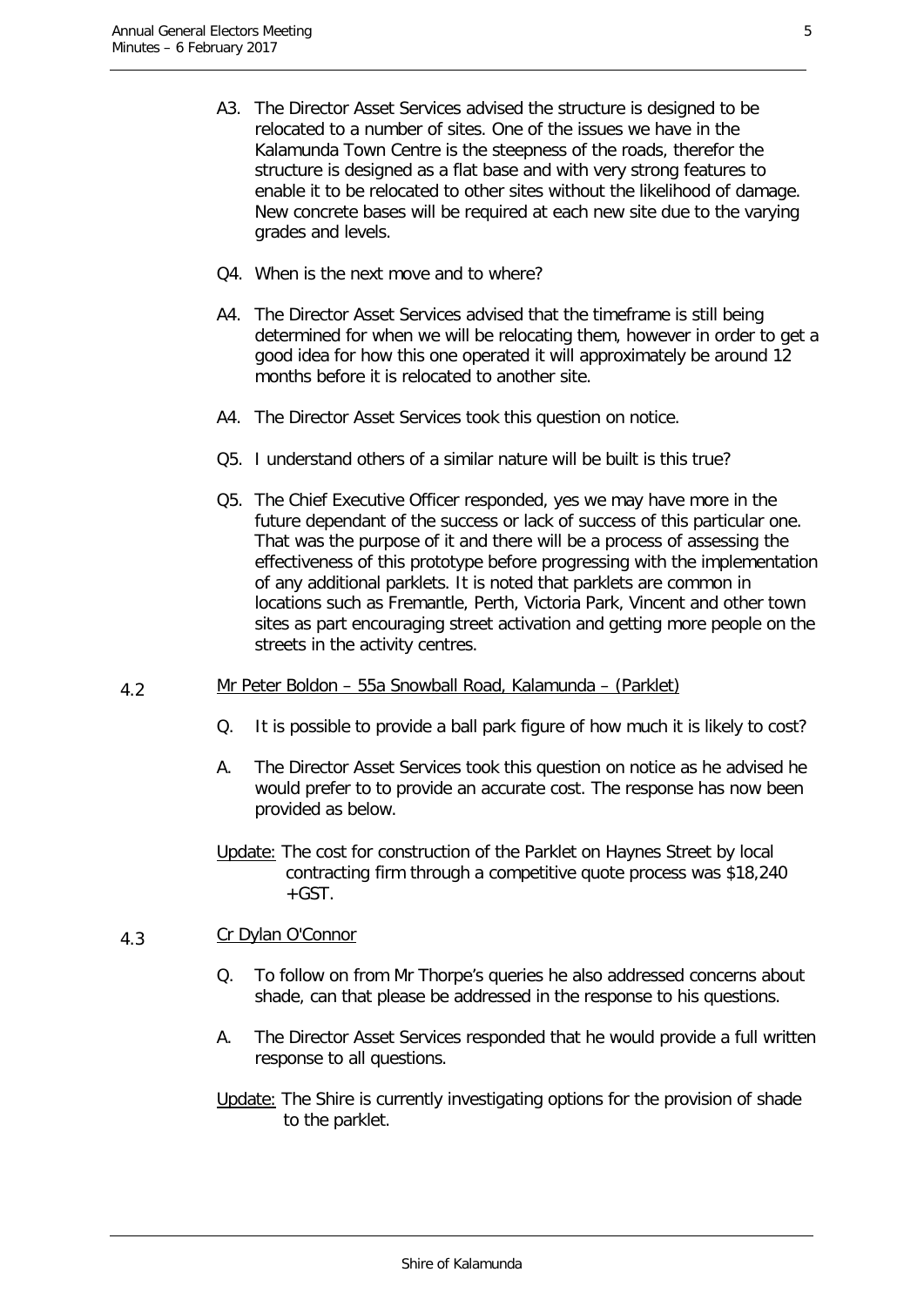A3. The Director Asset Services advised the structure is designed to be relocated to a number of sites. One of the issues we have in the Kalamunda Town Centre is the steepness of the roads, therefor the structure is designed as a flat base and with very strong features to enable it to be relocated to other sites without the likelihood of damage. New concrete bases will be required at each new site due to the varying grades and levels.

Q4. When is the next move and to where?

A4. The Director Asset Services advised that the timeframe is still being determined for when we will be relocating them, however in order to get a good idea for how this one operated it will approximately be around 12 months before it is relocated to another site.

A4. The Director Asset Services took this question on notice.

Q5. I understand others of a similar nature will be built is this true?

Q5. The Chief Executive Officer responded, yes we may have more in the future dependant of the success or lack of success of this particular one. That was the purpose of it and there will be a process of assessing the effectiveness of this prototype before progressing with the implementation of any additional parklets. It is noted that parklets are common in locations such as Fremantle, Perth, Victoria Park, Vincent and other town sites as part encouraging street activation and getting more people on the streets in the activity centres.

4.2 Mr Peter Boldon – 55a Snowball Road, Kalamunda – (Parklet)

Q. It is possible to provide a ball park figure of how much it is likely to cost?

A. The Director Asset Services took this question on notice as he advised he would prefer to to provide an accurate cost. The response has now been provided as below.

Update: The cost for construction of the Parklet on Haynes Street by local contracting firm through a competitive quote process was $18,240 +GST.

4.3 Cr Dylan O'Connor

Q. To follow on from Mr Thorpe's queries he also addressed concerns about shade, can that please be addressed in the response to his questions.

A. The Director Asset Services responded that he would provide a full written response to all questions.

Update: The Shire is currently investigating options for the provision of shade to the parklet.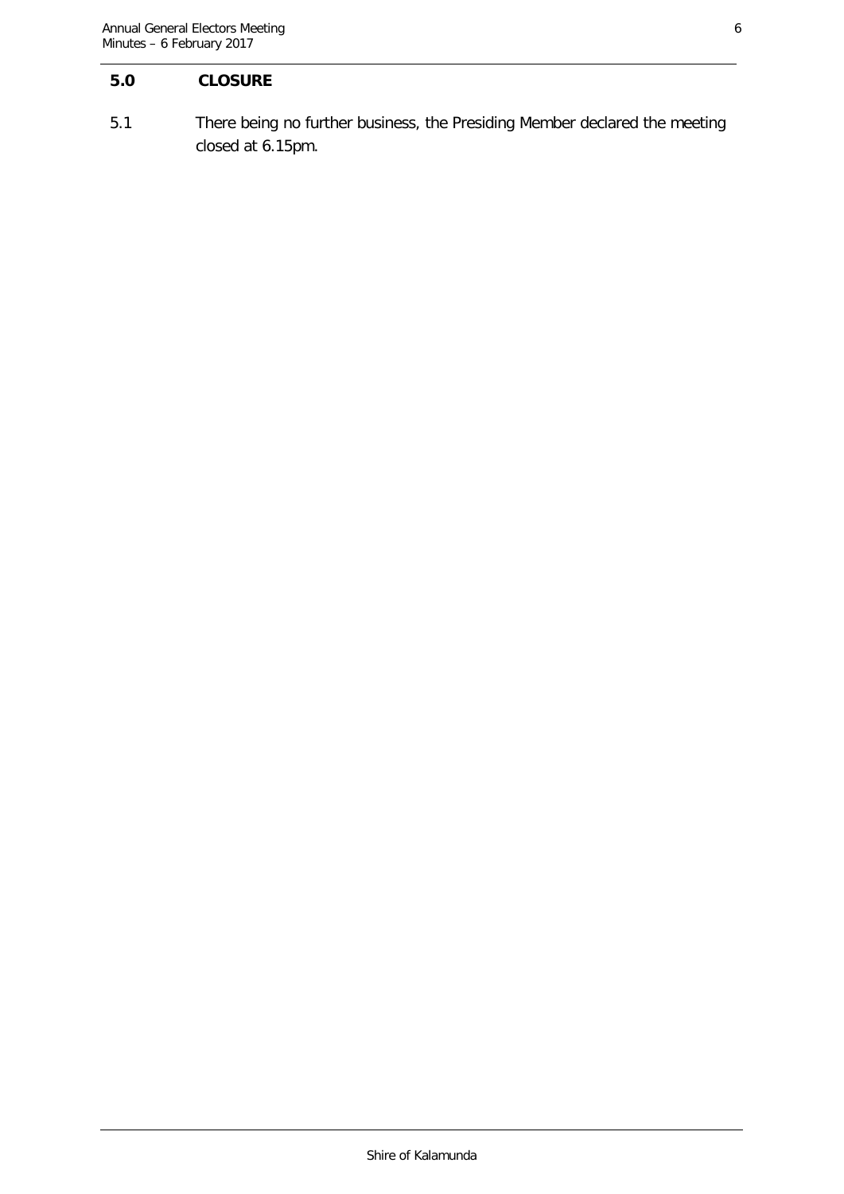## 5.0 CLOSURE

5.1 There being no further business, the Presiding Member declared the meeting closed at 6.15pm.